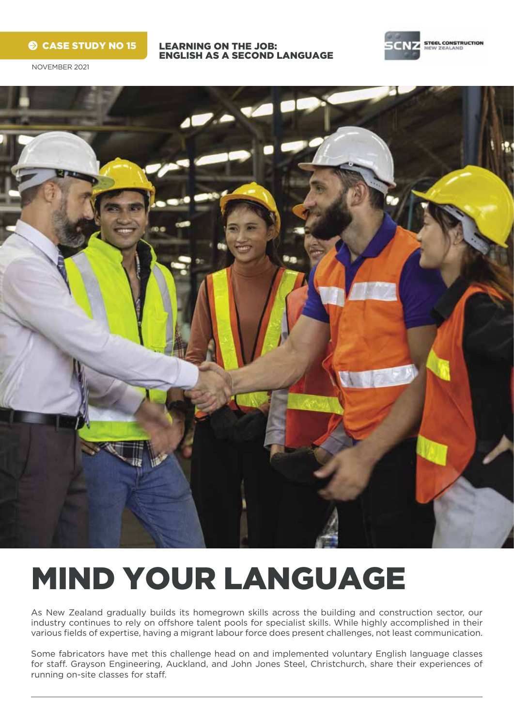CASE STUDY NO 15

**LEARNING ON THE JOB: ENGLISH AS A SECOND LANGUAGE**

NOVEMBER 2021

# MIND YOUR LANGUAGE

As New Zealand gradually builds its homegrown skills across the building and construction sector, our industry continues to rely on offshore talent pools for specialist skills. While highly accomplished in their various fields of expertise, having a migrant labour force does present challenges, not least communication.

Some fabricators have met this challenge head on and implemented voluntary English language classes for staff. Grayson Engineering, Auckland, and John Jones Steel, Christchurch, share their experiences of running on-site classes for staff.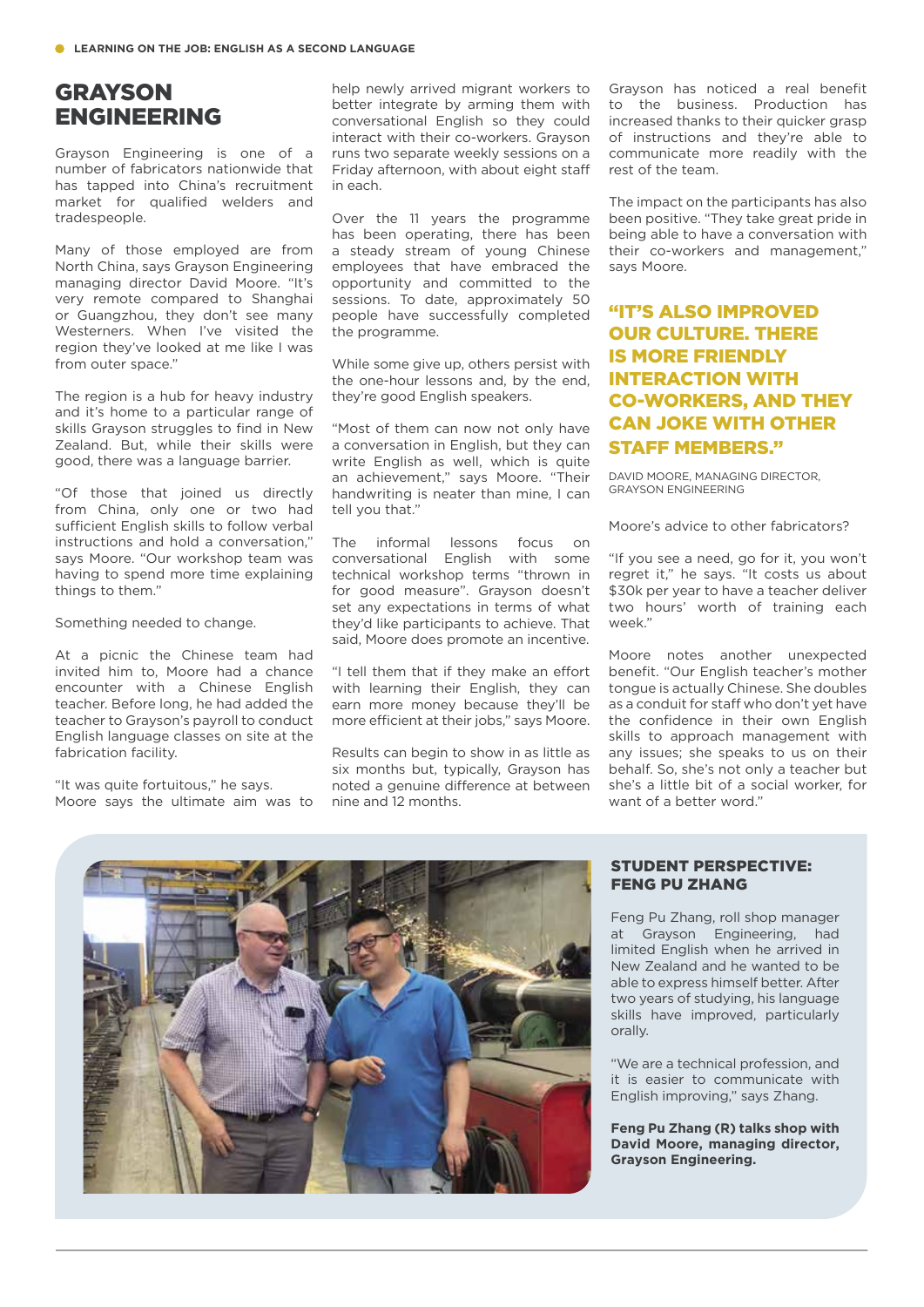# GRAYSON ENGINEERING

Grayson Engineering is one of a number of fabricators nationwide that has tapped into China's recruitment market for qualified welders and tradespeople.

Many of those employed are from North China, says Grayson Engineering managing director David Moore. "It's very remote compared to Shanghai or Guangzhou, they don't see many Westerners. When I've visited the region they've looked at me like I was from outer space."

The region is a hub for heavy industry and it's home to a particular range of skills Grayson struggles to find in New Zealand. But, while their skills were good, there was a language barrier.

"Of those that joined us directly from China, only one or two had sufficient English skills to follow verbal instructions and hold a conversation," says Moore. "Our workshop team was having to spend more time explaining things to them."

Something needed to change.

At a picnic the Chinese team had invited him to, Moore had a chance encounter with a Chinese English teacher. Before long, he had added the teacher to Grayson's payroll to conduct English language classes on site at the fabrication facility.

"It was quite fortuitous," he says.

Moore says the ultimate aim was to help newly arrived migrant workers to better integrate by arming them with conversational English so they could interact with their co-workers. Grayson runs two separate weekly sessions on a Friday afternoon, with about eight staff in each.

Over the 11 years the programme has been operating, there has been a steady stream of young Chinese employees that have embraced the opportunity and committed to the sessions. To date, approximately 50 people have successfully completed the programme.

While some give up, others persist with the one-hour lessons and, by the end, they're good English speakers.

"Most of them can now not only have a conversation in English, but they can write English as well, which is quite an achievement," says Moore. "Their handwriting is neater than mine, I can tell you that."

The informal lessons focus on conversational English with some technical workshop terms "thrown in for good measure". Grayson doesn't set any expectations in terms of what they'd like participants to achieve. That said, Moore does promote an incentive.

"I tell them that if they make an effort with learning their English, they can earn more money because they'll be more efficient at their jobs," says Moore.

Results can begin to show in as little as six months but, typically, Grayson has noted a genuine difference at between nine and 12 months.

Grayson has noticed a real benefit to the business. Production has increased thanks to their quicker grasp of instructions and they're able to communicate more readily with the rest of the team.

The impact on the participants has also been positive. "They take great pride in being able to have a conversation with their co-workers and management," says Moore.

> **"IT'S ALSO IMPROVED OUR CULTURE. THERE IS MORE FRIENDLY INTERACTION WITH CO-WORKERS, AND THEY CAN JOKE WITH OTHER STAFF MEMBERS."**
>
> DAVID MOORE, MANAGING DIRECTOR, GRAYSON ENGINEERING

Moore's advice to other fabricators?

"If you see a need, go for it, you won't regret it," he says. "It costs us about $30k per year to have a teacher deliver two hours' worth of training each week."

Moore notes another unexpected benefit. "Our English teacher's mother tongue is actually Chinese. She doubles as a conduit for staff who don't yet have the confidence in their own English skills to approach management with any issues; she speaks to us on their behalf. So, she's not only a teacher but she's a little bit of a social worker, for want of a better word."

## STUDENT PERSPECTIVE: FENG PU ZHANG

Feng Pu Zhang, roll shop manager at Grayson Engineering, had limited English when he arrived in New Zealand and he wanted to be able to express himself better. After two years of studying, his language skills have improved, particularly orally.

"We are a technical profession, and it is easier to communicate with English improving," says Zhang.

**Feng Pu Zhang (R) talks shop with David Moore, managing director, Grayson Engineering.**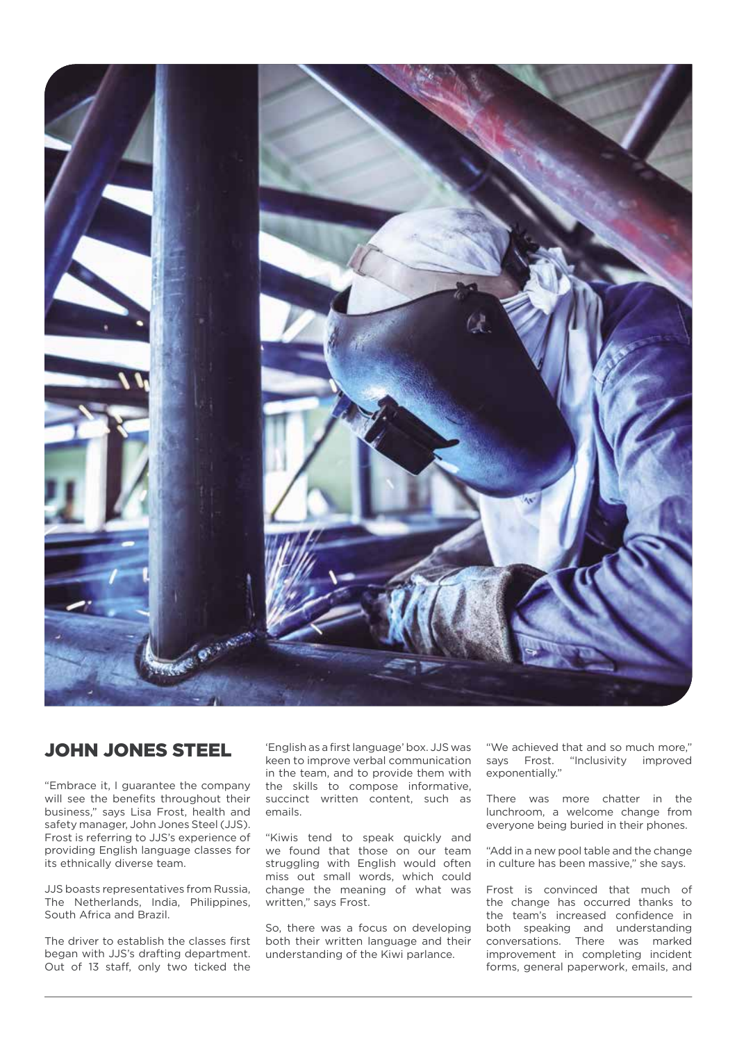## JOHN JONES STEEL

"Embrace it, I guarantee the company will see the benefits throughout their business," says Lisa Frost, health and safety manager, John Jones Steel (JJS). Frost is referring to JJS's experience of providing English language classes for its ethnically diverse team.

JJS boasts representatives from Russia, The Netherlands, India, Philippines, South Africa and Brazil.

The driver to establish the classes first began with JJS's drafting department. Out of 13 staff, only two ticked the 'English as a first language' box. JJS was keen to improve verbal communication in the team, and to provide them with the skills to compose informative, succinct written content, such as emails.

"Kiwis tend to speak quickly and we found that those on our team struggling with English would often miss out small words, which could change the meaning of what was written," says Frost.

So, there was a focus on developing both their written language and their understanding of the Kiwi parlance.

"We achieved that and so much more," says Frost. "Inclusivity improved exponentially."

There was more chatter in the lunchroom, a welcome change from everyone being buried in their phones.

"Add in a new pool table and the change in culture has been massive," she says.

Frost is convinced that much of the change has occurred thanks to the team's increased confidence in both speaking and understanding conversations. There was marked improvement in completing incident forms, general paperwork, emails, and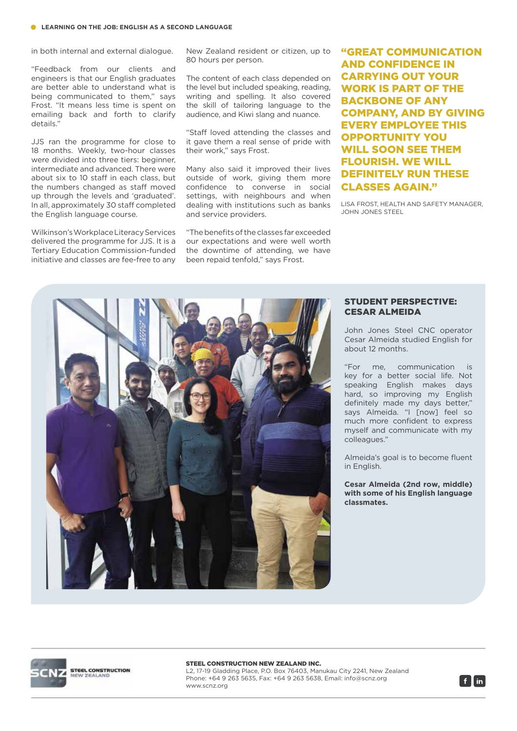in both internal and external dialogue.

"Feedback from our clients and engineers is that our English graduates are better able to understand what is being communicated to them," says Frost. "It means less time is spent on emailing back and forth to clarify details."

JJS ran the programme for close to 18 months. Weekly, two-hour classes were divided into three tiers: beginner, intermediate and advanced. There were about six to 10 staff in each class, but the numbers changed as staff moved up through the levels and 'graduated'. In all, approximately 30 staff completed the English language course.

Wilkinson's Workplace Literacy Services delivered the programme for JJS. It is a Tertiary Education Commission-funded initiative and classes are fee-free to any New Zealand resident or citizen, up to 80 hours per person.

The content of each class depended on the level but included speaking, reading, writing and spelling. It also covered the skill of tailoring language to the audience, and Kiwi slang and nuance.

"Staff loved attending the classes and it gave them a real sense of pride with their work," says Frost.

Many also said it improved their lives outside of work, giving them more confidence to converse in social settings, with neighbours and when dealing with institutions such as banks and service providers.

"The benefits of the classes far exceeded our expectations and were well worth the downtime of attending, we have been repaid tenfold," says Frost.

**"GREAT COMMUNICATION AND CONFIDENCE IN CARRYING OUT YOUR WORK IS PART OF THE BACKBONE OF ANY COMPANY, AND BY GIVING EVERY EMPLOYEE THIS OPPORTUNITY YOU WILL SOON SEE THEM FLOURISH. WE WILL DEFINITELY RUN THESE CLASSES AGAIN."**

LISA FROST, HEALTH AND SAFETY MANAGER, JOHN JONES STEEL

## STUDENT PERSPECTIVE: CESAR ALMEIDA

John Jones Steel CNC operator Cesar Almeida studied English for about 12 months.

"For me, communication is key for a better social life. Not speaking English makes days hard, so improving my English definitely made my days better," says Almeida. "I [now] feel so much more confident to express myself and communicate with my colleagues."

Almeida's goal is to become fluent in English.

**Cesar Almeida (2nd row, middle) with some of his English language classmates.**

**STEEL CONSTRUCTION NEW ZEALAND INC.**
L2, 17-19 Gladding Place, P.O. Box 76403, Manukau City 2241, New Zealand
Phone: +64 9 263 5635, Fax: +64 9 263 5638, Email: info@scnz.org
www.scnz.org